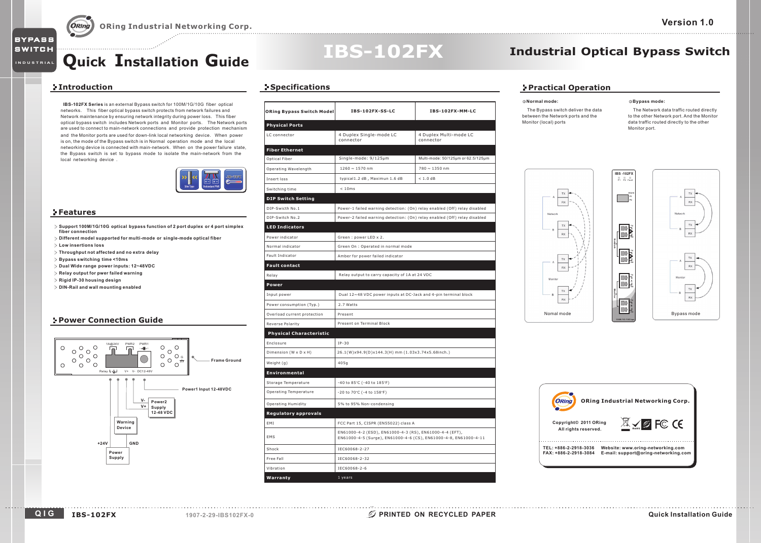# Quick Installation Guide

# IBS-102FX

## Industrial Optical Bypass Switch

Version 1.0

ORing Industrial Networking Corp.

## Introduction

**IBS-102FX Series** is an external Bypass switch for 100M/1G/10G fiber optical networks. This fiber optical bypass switch protects from network failures and Network maintenance by ensuring network integrity during power loss. This fiber optical bypass switch includes Network ports and Monitor ports. The Network ports are used to connect to main-network connections and provide protection mechanism and the Monitor ports are used for down-link local networking device. When power is on, the mode of the Bypass switch is in Normal operation mode and the local networking device is connected with main-network. When on the power failure state, the Bypass switch is set to bypass mode to isolate the main-network from the local networking device .

## Features

- Support 100M/1G/10G optical bypass function of 2 port duplex or 4 port simplex fiber connection
- Different model supported for multi-mode or single-mode optical fiber
- Low insertions loss
- Throughput not affected and no extra delay
- Bypass switching time <10ms
- Dual Wide range power inputs: 12~48VDC
- Relay output for pwer failed warning
- Rigid IP-30 housing design
- DIN-Rail and wall mounting enabled

## Power Connection Guide

1A@24V PWR2 PWR1

Relay V+ V- DC12-48V

Frame Ground

Power1 Input 12-48VDC

Power2 Supply 12-48 VDC (V-, V+)

Warning Device

+24V GND

Power Supply

## Specifications

| ORing Bypass Switch Model | IBS-102FX-SS-LC | IBS-102FX-MM-LC |
|---|---|---|
| **Physical Ports** | | |
| LC connector | 4 Duplex Single-mode LC connector | 4 Duplex Multi-mode LC connector |
| **Fiber Ethernet** | | |
| Optical Fiber | Single-mode: 9/125μm | Multi-mode: 50/125μm or 62.5/125μm |
| Operating Wavelength | 1260 ~ 1570 nm | 780 ~ 1350 nm |
| Insert loss | typical1.2 dB , Maximun 1.6 dB | < 1.0 dB |
| Switching time | < 10ms | |
| **DIP Switch Setting** | | |
| DIP-Swicth No.1 | Power-1 failed warning detection: (On) relay enabled (Off) relay disabled | |
| DIP-Switch No.2 | Power-2 failed warning detection: (On) relay enabled (Off) relay disabled | |
| **LED Indicators** | | |
| Power indicator | Green : power LED x 2. | |
| Normal indicator | Green On : Operated in normal mode | |
| Fault Indicator | Amber for power failed indicator | |
| **Fault contact** | | |
| Relay | Relay output to carry capacity of 1A at 24 VDC | |
| **Power** | | |
| Input power | Dual 12~48 VDC power inputs at DC-Jack and 4-pin terminal block | |
| Power consumption (Typ.) | 2.7 Watts | |
| Overload current protection | Present | |
| Reverse Polarity | Present on Terminal Block | |
| **Physical Characteristic** | | |
| Enclosure | IP-30 | |
| Dimension (W x D x H) | 26.1(W)x94.9(D)x144.3(H) mm (1.03x3.74x5.68inch.) | |
| Weight (g) | 405g | |
| **Environmental** | | |
| Storage Temperature | -40 to 85°C (-40 to 185°F) | |
| Operating Temperature | -20 to 70°C (-4 to 158°F) | |
| Operating Humidity | 5% to 95% Non-condensing | |
| **Regulatory approvals** | | |
| EMI | FCC Part 15, CISPR (EN55022) class A | |
| EMS | EN61000-4-2 (ESD), EN61000-4-3 (RS), EN61000-4-4 (EFT), EN61000-4-5 (Surge), EN61000-4-6 (CS), EN61000-4-8, EN61000-4-11 | |
| Shock | IEC60068-2-27 | |
| Free Fall | IEC60068-2-32 | |
| Vibration | IEC60068-2-6 | |
| **Warranty** | 1 years | |

## Practical Operation

**Normal mode:**

The Bypass switch deliver the data between the Network ports and the Monitor (local) ports

**Bypass mode:**

The Network data traffic routed directly to the other Network port. And the Monitor data traffic routed directly to the other Monitor port.

Nomal mode

Bypass mode

ORing Industrial Networking Corp.

Copyright© 2011 ORing
All rights reserved.

TEL: +886-2-2918-3036
FAX: +886-2-2918-3084

Website: www.oring-networking.com
E-mail: support@oring-networking.com

QIG IBS-102FX 1907-2-29-IBS102FX-0 PRINTED ON RECYCLED PAPER Quick Installation Guide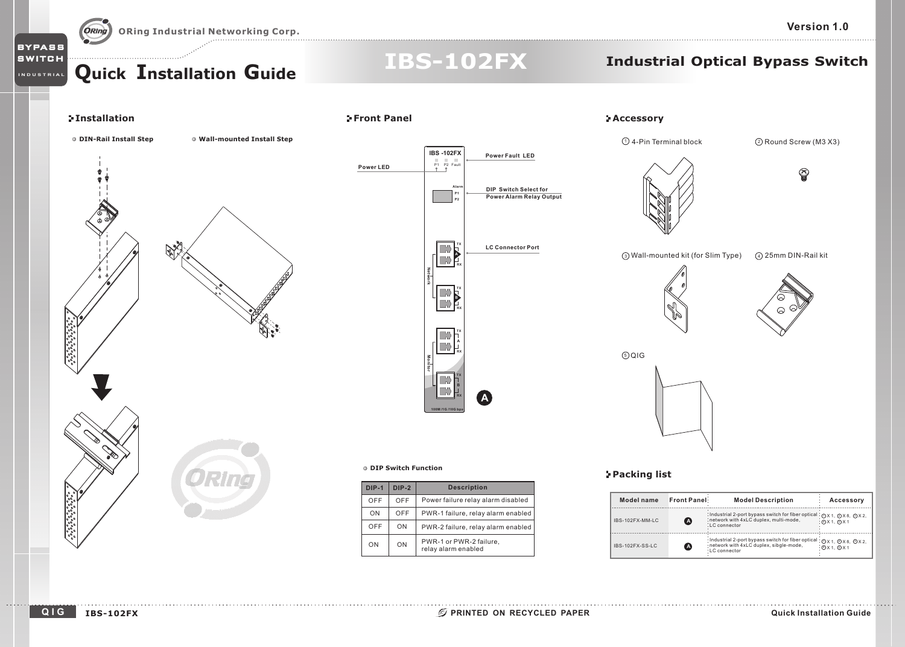ORing Industrial Networking Corp.

Version 1.0

BYPASS SWITCH INDUSTRIAL

# Quick Installation Guide

# IBS-102FX

## Industrial Optical Bypass Switch

## Installation

DIN-Rail Install Step

Wall-mounted Install Step

## Front Panel

IBS -102FX

P1 P2 Fault

Power LED

Power Fault LED

Alarm P1 P2

DIP Switch Select for Power Alarm Relay Output

Network

TX RX

LC Connector Port

Monitor

TX A RX

TX B RX

100M/1G/10Gbps

A

### DIP Switch Function

| DIP-1 | DIP-2 | Description |
|---|---|---|
| OFF | OFF | Power failure relay alarm disabled |
| ON | OFF | PWR-1 failure, relay alarm enabled |
| OFF | ON | PWR-2 failure, relay alarm enabled |
| ON | ON | PWR-1 or PWR-2 failure, relay alarm enabled |

## Accessory

1. 4-Pin Terminal block
2. Round Screw (M3 X3)
3. Wall-mounted kit (for Slim Type)
4. 25mm DIN-Rail kit
5. QIG

## Packing list

| Model name | Front Panel | Model Description | Accessory |
|---|---|---|---|
| IBS-102FX-MM-LC | A | Industrial 2-port bypass switch for fiber optical network with 4xLC duplex, multi-mode, LC connector | 1 X 1, 2 X 8, 3 X 2, 4 X 1, 5 X 1 |
| IBS-102FX-SS-LC | A | Industrial 2-port bypass switch for fiber optical network with 4xLC duplex, sibgle-mode, LC connector | 1 X 1, 2 X 8, 3 X 2, 4 X 1, 5 X 1 |

PRINTED ON RECYCLED PAPER